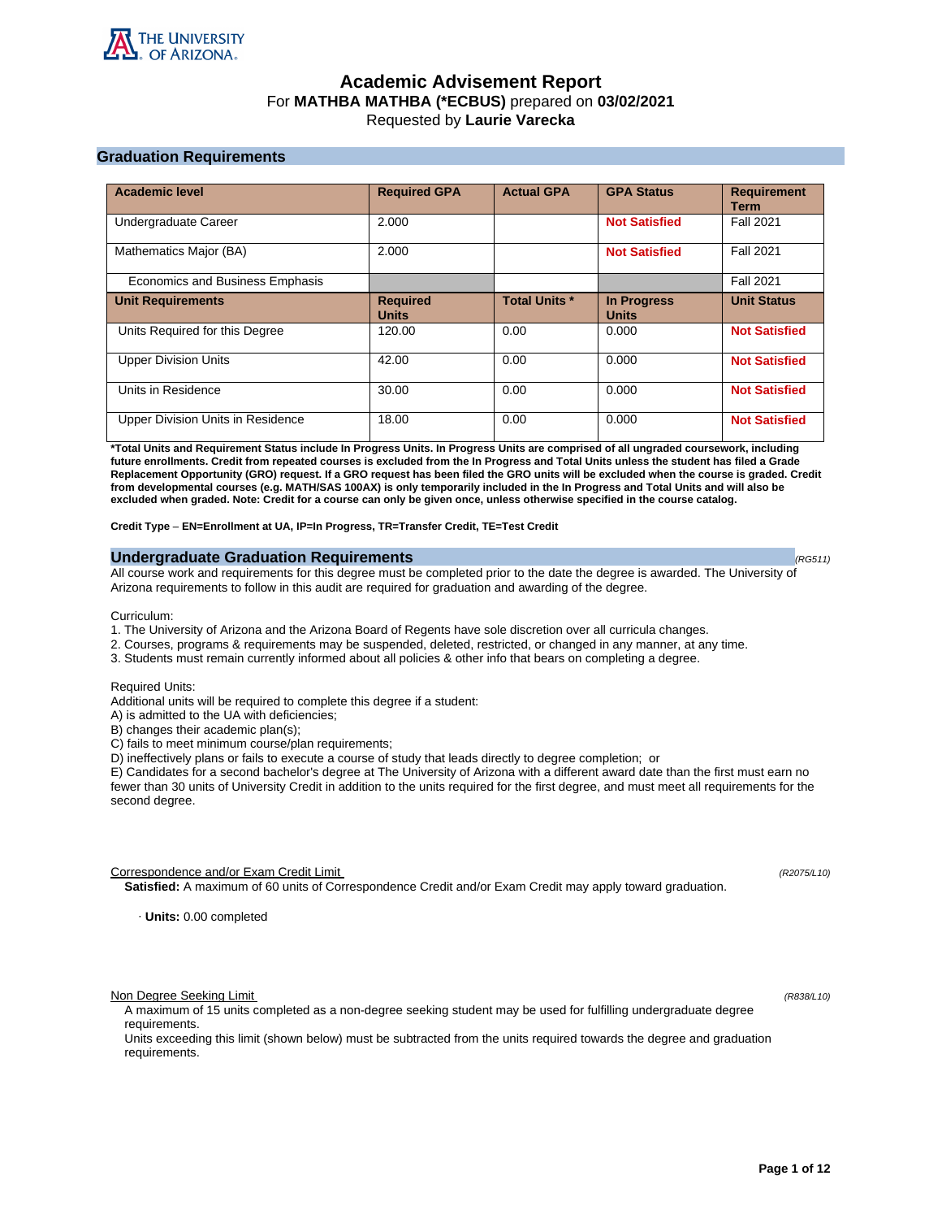# Academic Advisement Report

For **MATHBA MATHBA (*ECBUS)** prepared on **03/02/2021**

Requested by **Laurie Varecka**

## Graduation Requirements

| Academic level | Required GPA | Actual GPA | GPA Status | Requirement Term |
|---|---|---|---|---|
| Undergraduate Career | 2.000 | | **Not Satisfied** | Fall 2021 |
| Mathematics Major (BA) | 2.000 | | **Not Satisfied** | Fall 2021 |
| Economics and Business Emphasis | | | | Fall 2021 |
| **Unit Requirements** | **Required Units** | **Total Units *** | **In Progress Units** | **Unit Status** |
| Units Required for this Degree | 120.00 | 0.00 | 0.000 | **Not Satisfied** |
| Upper Division Units | 42.00 | 0.00 | 0.000 | **Not Satisfied** |
| Units in Residence | 30.00 | 0.00 | 0.000 | **Not Satisfied** |
| Upper Division Units in Residence | 18.00 | 0.00 | 0.000 | **Not Satisfied** |

***Total Units and Requirement Status include In Progress Units. In Progress Units are comprised of all ungraded coursework, including future enrollments. Credit from repeated courses is excluded from the In Progress and Total Units unless the student has filed a Grade Replacement Opportunity (GRO) request. If a GRO request has been filed the GRO units will be excluded when the course is graded. Credit from developmental courses (e.g. MATH/SAS 100AX) is only temporarily included in the In Progress and Total Units and will also be excluded when graded. Note: Credit for a course can only be given once, unless otherwise specified in the course catalog.**

**Credit Type – EN=Enrollment at UA, IP=In Progress, TR=Transfer Credit, TE=Test Credit**

## Undergraduate Graduation Requirements

*(RG511)*

All course work and requirements for this degree must be completed prior to the date the degree is awarded. The University of Arizona requirements to follow in this audit are required for graduation and awarding of the degree.

Curriculum:

1. The University of Arizona and the Arizona Board of Regents have sole discretion over all curricula changes.
2. Courses, programs & requirements may be suspended, deleted, restricted, or changed in any manner, at any time.
3. Students must remain currently informed about all policies & other info that bears on completing a degree.

Required Units:

Additional units will be required to complete this degree if a student:

A) is admitted to the UA with deficiencies;

B) changes their academic plan(s);

C) fails to meet minimum course/plan requirements;

D) ineffectively plans or fails to execute a course of study that leads directly to degree completion; or

E) Candidates for a second bachelor's degree at The University of Arizona with a different award date than the first must earn no fewer than 30 units of University Credit in addition to the units required for the first degree, and must meet all requirements for the second degree.

### Correspondence and/or Exam Credit Limit

*(R2075/L10)*

**Satisfied:** A maximum of 60 units of Correspondence Credit and/or Exam Credit may apply toward graduation.

· **Units:** 0.00 completed

### Non Degree Seeking Limit

*(R838/L10)*

A maximum of 15 units completed as a non-degree seeking student may be used for fulfilling undergraduate degree requirements.

Units exceeding this limit (shown below) must be subtracted from the units required towards the degree and graduation requirements.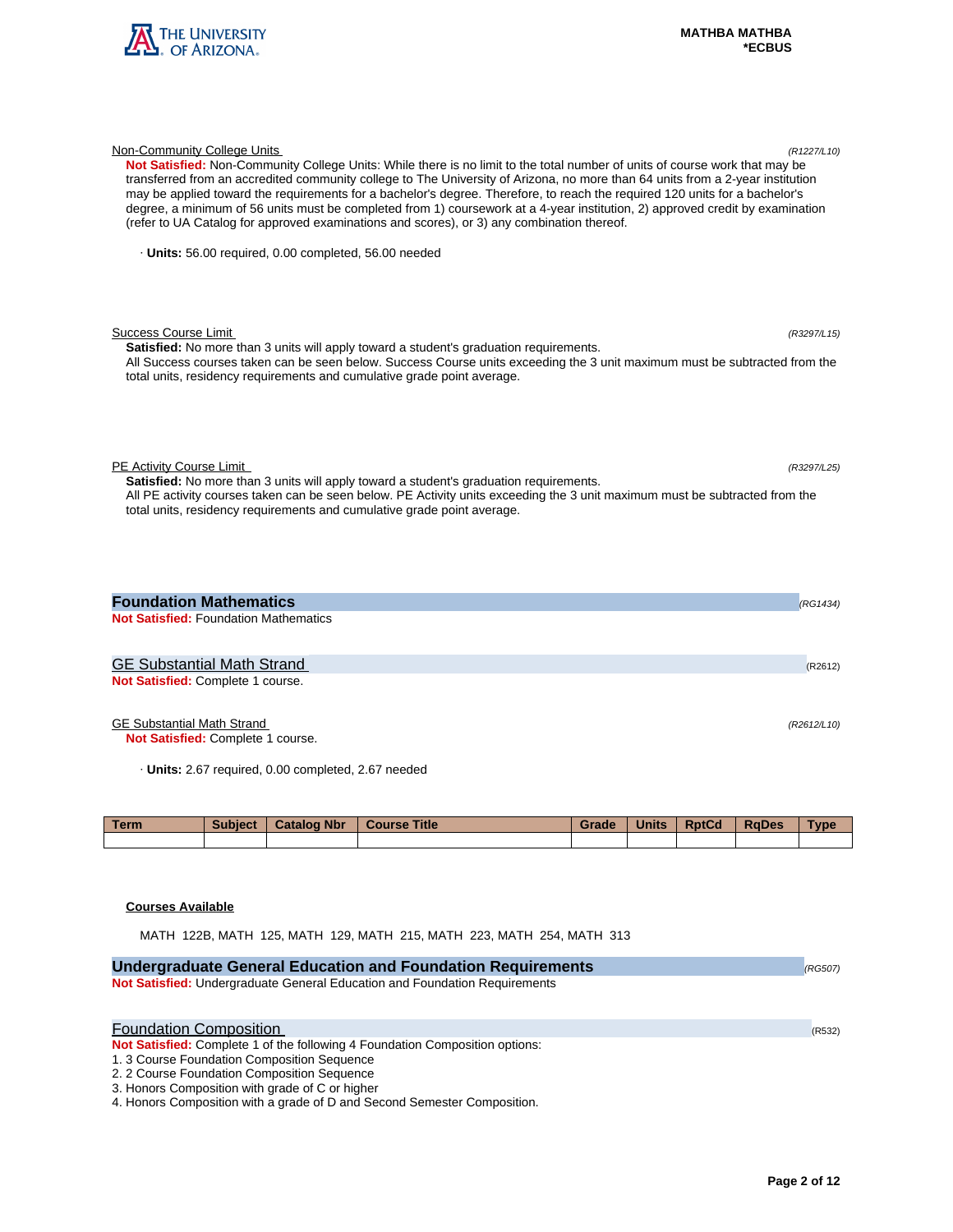Non-Community College Units *(R1227/L10)*

**Not Satisfied:** Non-Community College Units: While there is no limit to the total number of units of course work that may be transferred from an accredited community college to The University of Arizona, no more than 64 units from a 2-year institution may be applied toward the requirements for a bachelor's degree. Therefore, to reach the required 120 units for a bachelor's degree, a minimum of 56 units must be completed from 1) coursework at a 4-year institution, 2) approved credit by examination (refer to UA Catalog for approved examinations and scores), or 3) any combination thereof.

· **Units:** 56.00 required, 0.00 completed, 56.00 needed

Success Course Limit *(R3297/L15)*

**Satisfied:** No more than 3 units will apply toward a student's graduation requirements.
All Success courses taken can be seen below. Success Course units exceeding the 3 unit maximum must be subtracted from the total units, residency requirements and cumulative grade point average.

PE Activity Course Limit *(R3297/L25)*

**Satisfied:** No more than 3 units will apply toward a student's graduation requirements.
All PE activity courses taken can be seen below. PE Activity units exceeding the 3 unit maximum must be subtracted from the total units, residency requirements and cumulative grade point average.

## Foundation Mathematics *(RG1434)*

**Not Satisfied:** Foundation Mathematics

### GE Substantial Math Strand (R2612)

**Not Satisfied:** Complete 1 course.

GE Substantial Math Strand *(R2612/L10)*

**Not Satisfied:** Complete 1 course.

· **Units:** 2.67 required, 0.00 completed, 2.67 needed

| Term | Subject | Catalog Nbr | Course Title | Grade | Units | RptCd | RqDes | Type |
|---|---|---|---|---|---|---|---|---|
| | | | | | | | | |

**Courses Available**

MATH 122B, MATH 125, MATH 129, MATH 215, MATH 223, MATH 254, MATH 313

## Undergraduate General Education and Foundation Requirements *(RG507)*

**Not Satisfied:** Undergraduate General Education and Foundation Requirements

### Foundation Composition (R532)

**Not Satisfied:** Complete 1 of the following 4 Foundation Composition options:
1. 3 Course Foundation Composition Sequence
2. 2 Course Foundation Composition Sequence
3. Honors Composition with grade of C or higher
4. Honors Composition with a grade of D and Second Semester Composition.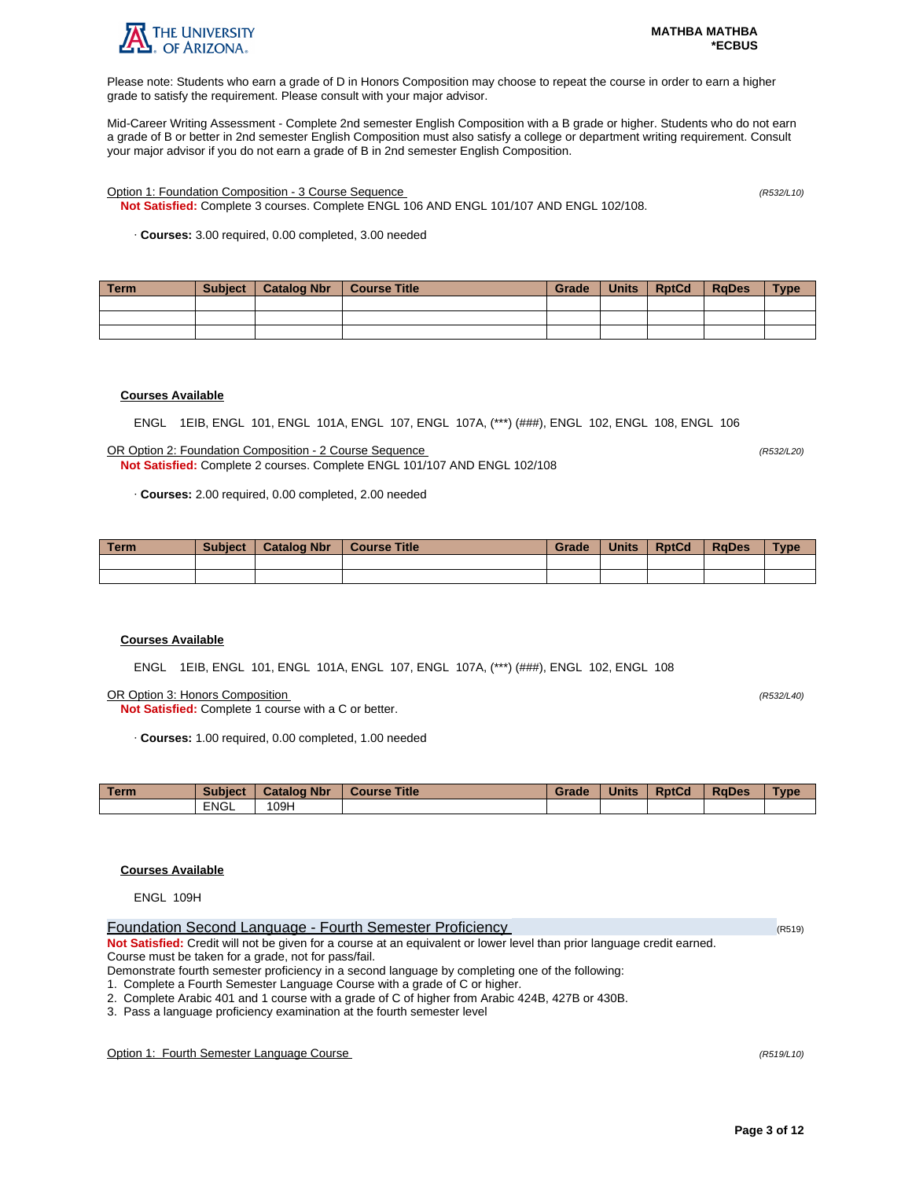Please note: Students who earn a grade of D in Honors Composition may choose to repeat the course in order to earn a higher grade to satisfy the requirement. Please consult with your major advisor.

Mid-Career Writing Assessment - Complete 2nd semester English Composition with a B grade or higher. Students who do not earn a grade of B or better in 2nd semester English Composition must also satisfy a college or department writing requirement. Consult your major advisor if you do not earn a grade of B in 2nd semester English Composition.

Option 1: Foundation Composition - 3 Course Sequence *(R532/L10)*

**Not Satisfied:** Complete 3 courses. Complete ENGL 106 AND ENGL 101/107 AND ENGL 102/108.

· **Courses:** 3.00 required, 0.00 completed, 3.00 needed

| Term | Subject | Catalog Nbr | Course Title | Grade | Units | RptCd | RqDes | Type |
|---|---|---|---|---|---|---|---|---|
| | | | | | | | | |
| | | | | | | | | |
| | | | | | | | | |

**Courses Available**

ENGL 1EIB, ENGL 101, ENGL 101A, ENGL 107, ENGL 107A, (***) (###), ENGL 102, ENGL 108, ENGL 106

OR Option 2: Foundation Composition - 2 Course Sequence *(R532/L20)*

**Not Satisfied:** Complete 2 courses. Complete ENGL 101/107 AND ENGL 102/108

· **Courses:** 2.00 required, 0.00 completed, 2.00 needed

| Term | Subject | Catalog Nbr | Course Title | Grade | Units | RptCd | RqDes | Type |
|---|---|---|---|---|---|---|---|---|
| | | | | | | | | |
| | | | | | | | | |

**Courses Available**

ENGL 1EIB, ENGL 101, ENGL 101A, ENGL 107, ENGL 107A, (***) (###), ENGL 102, ENGL 108

OR Option 3: Honors Composition *(R532/L40)*

**Not Satisfied:** Complete 1 course with a C or better.

· **Courses:** 1.00 required, 0.00 completed, 1.00 needed

| Term | Subject | Catalog Nbr | Course Title | Grade | Units | RptCd | RqDes | Type |
|---|---|---|---|---|---|---|---|---|
| | ENGL | 109H | | | | | | |

**Courses Available**

ENGL 109H

## Foundation Second Language - Fourth Semester Proficiency (R519)

**Not Satisfied:** Credit will not be given for a course at an equivalent or lower level than prior language credit earned. Course must be taken for a grade, not for pass/fail.

Demonstrate fourth semester proficiency in a second language by completing one of the following:

1. Complete a Fourth Semester Language Course with a grade of C or higher.
2. Complete Arabic 401 and 1 course with a grade of C of higher from Arabic 424B, 427B or 430B.
3. Pass a language proficiency examination at the fourth semester level

Option 1: Fourth Semester Language Course *(R519/L10)*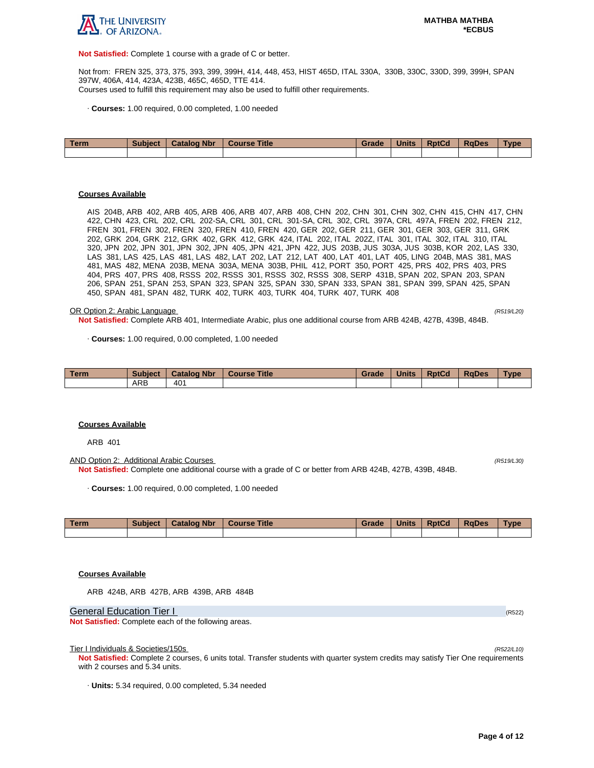**Not Satisfied:** Complete 1 course with a grade of C or better.

Not from: FREN 325, 373, 375, 393, 399, 399H, 414, 448, 453, HIST 465D, ITAL 330A, 330B, 330C, 330D, 399, 399H, SPAN 397W, 406A, 414, 423A, 423B, 465C, 465D, TTE 414.
Courses used to fulfill this requirement may also be used to fulfill other requirements.

· **Courses:** 1.00 required, 0.00 completed, 1.00 needed

| Term | Subject | Catalog Nbr | Course Title | Grade | Units | RptCd | RqDes | Type |
|---|---|---|---|---|---|---|---|---|
| | | | | | | | | |

**Courses Available**

AIS 204B, ARB 402, ARB 405, ARB 406, ARB 407, ARB 408, CHN 202, CHN 301, CHN 302, CHN 415, CHN 417, CHN 422, CHN 423, CRL 202, CRL 202-SA, CRL 301, CRL 301-SA, CRL 302, CRL 397A, CRL 497A, FREN 202, FREN 212, FREN 301, FREN 302, FREN 320, FREN 410, FREN 420, GER 202, GER 211, GER 301, GER 303, GER 311, GRK 202, GRK 204, GRK 212, GRK 402, GRK 412, GRK 424, ITAL 202, ITAL 202Z, ITAL 301, ITAL 302, ITAL 310, ITAL 320, JPN 202, JPN 301, JPN 302, JPN 405, JPN 421, JPN 422, JUS 203B, JUS 303A, JUS 303B, KOR 202, LAS 330, LAS 381, LAS 425, LAS 481, LAS 482, LAT 202, LAT 212, LAT 400, LAT 401, LAT 405, LING 204B, MAS 381, MAS 481, MAS 482, MENA 203B, MENA 303A, MENA 303B, PHIL 412, PORT 350, PORT 425, PRS 402, PRS 403, PRS 404, PRS 407, PRS 408, RSSS 202, RSSS 301, RSSS 302, RSSS 308, SERP 431B, SPAN 202, SPAN 203, SPAN 206, SPAN 251, SPAN 253, SPAN 323, SPAN 325, SPAN 330, SPAN 333, SPAN 381, SPAN 399, SPAN 425, SPAN 450, SPAN 481, SPAN 482, TURK 402, TURK 403, TURK 404, TURK 407, TURK 408

OR Option 2: Arabic Language *(R519/L20)*

**Not Satisfied:** Complete ARB 401, Intermediate Arabic, plus one additional course from ARB 424B, 427B, 439B, 484B.

· **Courses:** 1.00 required, 0.00 completed, 1.00 needed

| Term | Subject | Catalog Nbr | Course Title | Grade | Units | RptCd | RqDes | Type |
|---|---|---|---|---|---|---|---|---|
| | ARB | 401 | | | | | | |

**Courses Available**

ARB 401

AND Option 2: Additional Arabic Courses *(R519/L30)*

**Not Satisfied:** Complete one additional course with a grade of C or better from ARB 424B, 427B, 439B, 484B.

· **Courses:** 1.00 required, 0.00 completed, 1.00 needed

| Term | Subject | Catalog Nbr | Course Title | Grade | Units | RptCd | RqDes | Type |
|---|---|---|---|---|---|---|---|---|
| | | | | | | | | |

**Courses Available**

ARB 424B, ARB 427B, ARB 439B, ARB 484B

## General Education Tier I (R522)

**Not Satisfied:** Complete each of the following areas.

Tier I Individuals & Societies/150s *(R522/L10)*

**Not Satisfied:** Complete 2 courses, 6 units total. Transfer students with quarter system credits may satisfy Tier One requirements with 2 courses and 5.34 units.

· **Units:** 5.34 required, 0.00 completed, 5.34 needed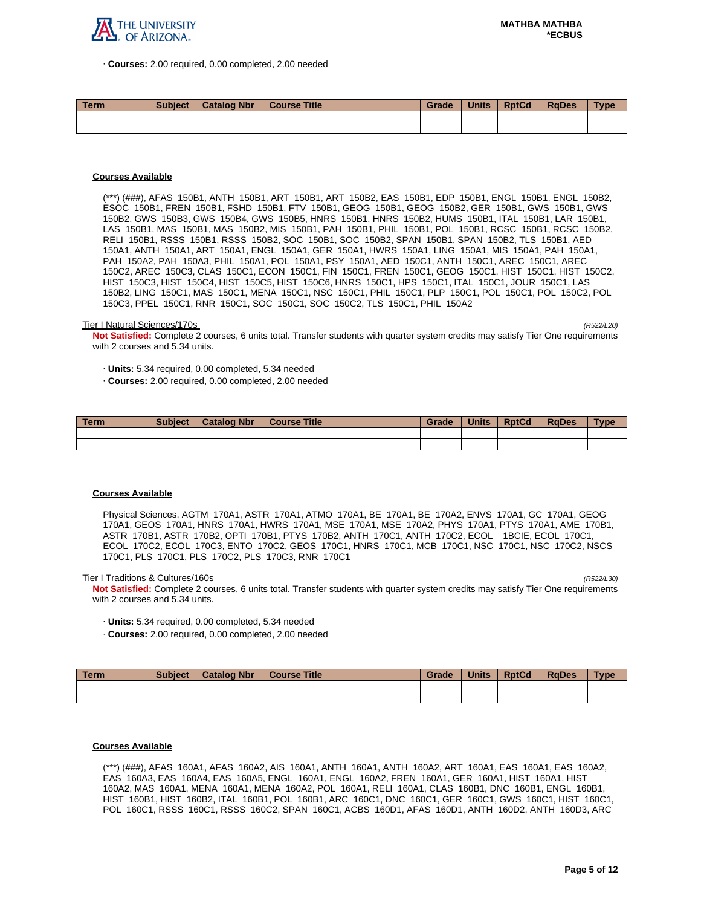· **Courses:** 2.00 required, 0.00 completed, 2.00 needed

| Term | Subject | Catalog Nbr | Course Title | Grade | Units | RptCd | RqDes | Type |
|---|---|---|---|---|---|---|---|---|
| | | | | | | | | |
| | | | | | | | | |

**Courses Available**

(***) (###), AFAS 150B1, ANTH 150B1, ART 150B1, ART 150B2, EAS 150B1, EDP 150B1, ENGL 150B1, ENGL 150B2, ESOC 150B1, FREN 150B1, FSHD 150B1, FTV 150B1, GEOG 150B1, GEOG 150B2, GER 150B1, GWS 150B1, GWS 150B2, GWS 150B3, GWS 150B4, GWS 150B5, HNRS 150B1, HNRS 150B2, HUMS 150B1, ITAL 150B1, LAR 150B1, LAS 150B1, MAS 150B1, MAS 150B2, MIS 150B1, PAH 150B1, PHIL 150B1, POL 150B1, RCSC 150B1, RCSC 150B2, RELI 150B1, RSSS 150B1, RSSS 150B2, SOC 150B1, SOC 150B2, SPAN 150B1, SPAN 150B2, TLS 150B1, AED 150A1, ANTH 150A1, ART 150A1, ENGL 150A1, GER 150A1, HWRS 150A1, LING 150A1, MIS 150A1, PAH 150A1, PAH 150A2, PAH 150A3, PHIL 150A1, POL 150A1, PSY 150A1, AED 150C1, ANTH 150C1, AREC 150C1, AREC 150C2, AREC 150C3, CLAS 150C1, ECON 150C1, FIN 150C1, FREN 150C1, GEOG 150C1, HIST 150C1, HIST 150C2, HIST 150C3, HIST 150C4, HIST 150C5, HIST 150C6, HNRS 150C1, HPS 150C1, ITAL 150C1, JOUR 150C1, LAS 150B2, LING 150C1, MAS 150C1, MENA 150C1, NSC 150C1, PHIL 150C1, PLP 150C1, POL 150C1, POL 150C2, POL 150C3, PPEL 150C1, RNR 150C1, SOC 150C1, SOC 150C2, TLS 150C1, PHIL 150A2

Tier I Natural Sciences/170s *(R522/L20)*

**Not Satisfied:** Complete 2 courses, 6 units total. Transfer students with quarter system credits may satisfy Tier One requirements with 2 courses and 5.34 units.

· **Units:** 5.34 required, 0.00 completed, 5.34 needed
· **Courses:** 2.00 required, 0.00 completed, 2.00 needed

| Term | Subject | Catalog Nbr | Course Title | Grade | Units | RptCd | RqDes | Type |
|---|---|---|---|---|---|---|---|---|
| | | | | | | | | |
| | | | | | | | | |

**Courses Available**

Physical Sciences, AGTM 170A1, ASTR 170A1, ATMO 170A1, BE 170A1, BE 170A2, ENVS 170A1, GC 170A1, GEOG 170A1, GEOS 170A1, HNRS 170A1, HWRS 170A1, MSE 170A1, MSE 170A2, PHYS 170A1, PTYS 170A1, AME 170B1, ASTR 170B1, ASTR 170B2, OPTI 170B1, PTYS 170B2, ANTH 170C1, ANTH 170C2, ECOL 1BCIE, ECOL 170C1, ECOL 170C2, ECOL 170C3, ENTO 170C2, GEOS 170C1, HNRS 170C1, MCB 170C1, NSC 170C1, NSC 170C2, NSCS 170C1, PLS 170C1, PLS 170C2, PLS 170C3, RNR 170C1

Tier I Traditions & Cultures/160s *(R522/L30)*

**Not Satisfied:** Complete 2 courses, 6 units total. Transfer students with quarter system credits may satisfy Tier One requirements with 2 courses and 5.34 units.

· **Units:** 5.34 required, 0.00 completed, 5.34 needed
· **Courses:** 2.00 required, 0.00 completed, 2.00 needed

| Term | Subject | Catalog Nbr | Course Title | Grade | Units | RptCd | RqDes | Type |
|---|---|---|---|---|---|---|---|---|
| | | | | | | | | |
| | | | | | | | | |

**Courses Available**

(***) (###), AFAS 160A1, AFAS 160A2, AIS 160A1, ANTH 160A1, ANTH 160A2, ART 160A1, EAS 160A1, EAS 160A2, EAS 160A3, EAS 160A4, EAS 160A5, ENGL 160A1, ENGL 160A2, FREN 160A1, GER 160A1, HIST 160A1, HIST 160A2, MAS 160A1, MENA 160A1, MENA 160A2, POL 160A1, RELI 160A1, CLAS 160B1, DNC 160B1, ENGL 160B1, HIST 160B1, HIST 160B2, ITAL 160B1, POL 160B1, ARC 160C1, DNC 160C1, GER 160C1, GWS 160C1, HIST 160C1, POL 160C1, RSSS 160C1, RSSS 160C2, SPAN 160C1, ACBS 160D1, AFAS 160D1, ANTH 160D2, ANTH 160D3, ARC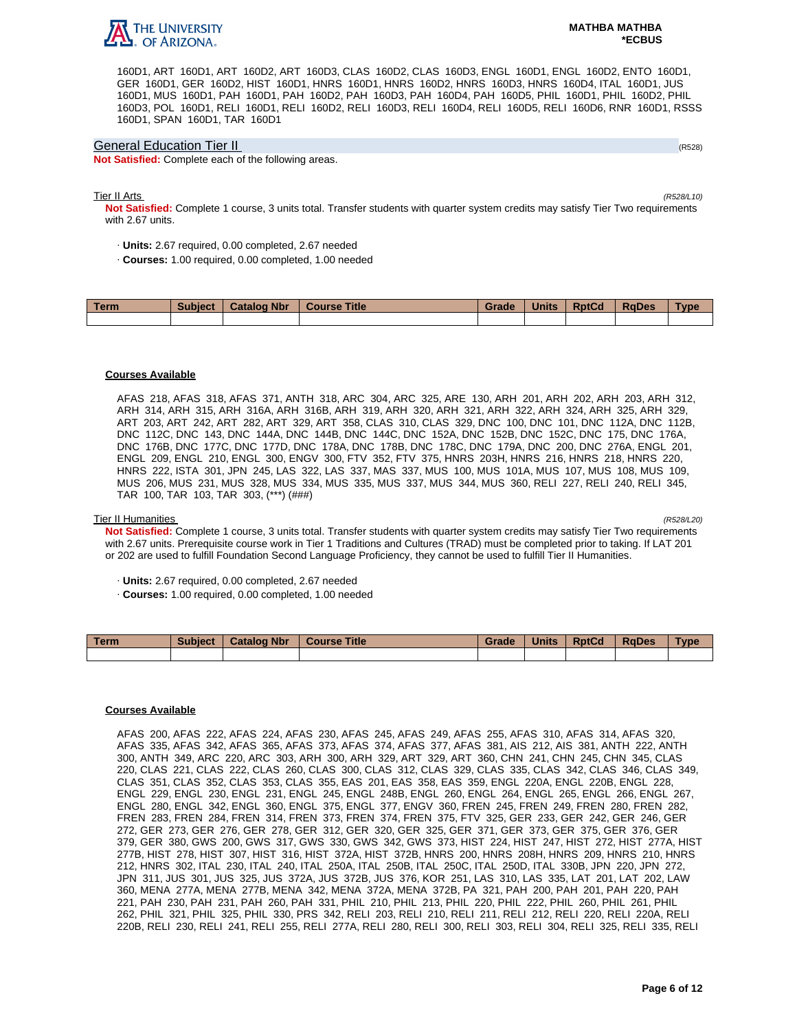160D1, ART 160D1, ART 160D2, ART 160D3, CLAS 160D2, CLAS 160D3, ENGL 160D1, ENGL 160D2, ENTO 160D1, GER 160D1, GER 160D2, HIST 160D1, HNRS 160D1, HNRS 160D2, HNRS 160D3, HNRS 160D4, ITAL 160D1, JUS 160D1, MUS 160D1, PAH 160D1, PAH 160D2, PAH 160D3, PAH 160D4, PAH 160D5, PHIL 160D1, PHIL 160D2, PHIL 160D3, POL 160D1, RELI 160D1, RELI 160D2, RELI 160D3, RELI 160D4, RELI 160D5, RELI 160D6, RNR 160D1, RSSS 160D1, SPAN 160D1, TAR 160D1

## General Education Tier II

(R528)

**Not Satisfied:** Complete each of the following areas.

### Tier II Arts

*(R528/L10)*

**Not Satisfied:** Complete 1 course, 3 units total. Transfer students with quarter system credits may satisfy Tier Two requirements with 2.67 units.

- **Units:** 2.67 required, 0.00 completed, 2.67 needed
- **Courses:** 1.00 required, 0.00 completed, 1.00 needed

| Term | Subject | Catalog Nbr | Course Title | Grade | Units | RptCd | RqDes | Type |
|---|---|---|---|---|---|---|---|---|
| | | | | | | | | |

**Courses Available**

AFAS 218, AFAS 318, AFAS 371, ANTH 318, ARC 304, ARC 325, ARE 130, ARH 201, ARH 202, ARH 203, ARH 312, ARH 314, ARH 315, ARH 316A, ARH 316B, ARH 319, ARH 320, ARH 321, ARH 322, ARH 324, ARH 325, ARH 329, ART 203, ART 242, ART 282, ART 329, ART 358, CLAS 310, CLAS 329, DNC 100, DNC 101, DNC 112A, DNC 112B, DNC 112C, DNC 143, DNC 144A, DNC 144B, DNC 144C, DNC 152A, DNC 152B, DNC 152C, DNC 175, DNC 176A, DNC 176B, DNC 177C, DNC 177D, DNC 178A, DNC 178B, DNC 178C, DNC 179A, DNC 200, DNC 276A, ENGL 201, ENGL 209, ENGL 210, ENGL 300, ENGV 300, FTV 352, FTV 375, HNRS 203H, HNRS 216, HNRS 218, HNRS 220, HNRS 222, ISTA 301, JPN 245, LAS 322, LAS 337, MAS 337, MUS 100, MUS 101A, MUS 107, MUS 108, MUS 109, MUS 206, MUS 231, MUS 328, MUS 334, MUS 335, MUS 337, MUS 344, MUS 360, RELI 227, RELI 240, RELI 345, TAR 100, TAR 103, TAR 303, (***) (###)

### Tier II Humanities

*(R528/L20)*

**Not Satisfied:** Complete 1 course, 3 units total. Transfer students with quarter system credits may satisfy Tier Two requirements with 2.67 units. Prerequisite course work in Tier 1 Traditions and Cultures (TRAD) must be completed prior to taking. If LAT 201 or 202 are used to fulfill Foundation Second Language Proficiency, they cannot be used to fulfill Tier II Humanities.

- **Units:** 2.67 required, 0.00 completed, 2.67 needed
- **Courses:** 1.00 required, 0.00 completed, 1.00 needed

| Term | Subject | Catalog Nbr | Course Title | Grade | Units | RptCd | RqDes | Type |
|---|---|---|---|---|---|---|---|---|
| | | | | | | | | |

**Courses Available**

AFAS 200, AFAS 222, AFAS 224, AFAS 230, AFAS 245, AFAS 249, AFAS 255, AFAS 310, AFAS 314, AFAS 320, AFAS 335, AFAS 342, AFAS 365, AFAS 373, AFAS 374, AFAS 377, AFAS 381, AIS 212, AIS 381, ANTH 222, ANTH 300, ANTH 349, ARC 220, ARC 303, ARH 300, ARH 329, ART 329, ART 360, CHN 241, CHN 245, CHN 345, CLAS 220, CLAS 221, CLAS 222, CLAS 260, CLAS 300, CLAS 312, CLAS 329, CLAS 335, CLAS 342, CLAS 346, CLAS 349, CLAS 351, CLAS 352, CLAS 353, CLAS 355, EAS 201, EAS 358, EAS 359, ENGL 220A, ENGL 220B, ENGL 228, ENGL 229, ENGL 230, ENGL 231, ENGL 245, ENGL 248B, ENGL 260, ENGL 264, ENGL 265, ENGL 266, ENGL 267, ENGL 280, ENGL 342, ENGL 360, ENGL 375, ENGL 377, ENGV 360, FREN 245, FREN 249, FREN 280, FREN 282, FREN 283, FREN 284, FREN 314, FREN 373, FREN 374, FREN 375, FTV 325, GER 233, GER 242, GER 246, GER 272, GER 273, GER 276, GER 278, GER 312, GER 320, GER 325, GER 371, GER 373, GER 375, GER 376, GER 379, GER 380, GWS 200, GWS 317, GWS 330, GWS 342, GWS 373, HIST 224, HIST 247, HIST 272, HIST 277A, HIST 277B, HIST 278, HIST 307, HIST 316, HIST 372A, HIST 372B, HNRS 200, HNRS 208H, HNRS 209, HNRS 210, HNRS 212, HNRS 302, ITAL 230, ITAL 240, ITAL 250A, ITAL 250B, ITAL 250C, ITAL 250D, ITAL 330B, JPN 220, JPN 272, JPN 311, JUS 301, JUS 325, JUS 372A, JUS 372B, JUS 376, KOR 251, LAS 310, LAS 335, LAT 201, LAT 202, LAW 360, MENA 277A, MENA 277B, MENA 342, MENA 372A, MENA 372B, PA 321, PAH 200, PAH 201, PAH 220, PAH 221, PAH 230, PAH 231, PAH 260, PAH 331, PHIL 210, PHIL 213, PHIL 220, PHIL 222, PHIL 260, PHIL 261, PHIL 262, PHIL 321, PHIL 325, PHIL 330, PRS 342, RELI 203, RELI 210, RELI 211, RELI 212, RELI 220, RELI 220A, RELI 220B, RELI 230, RELI 241, RELI 255, RELI 277A, RELI 280, RELI 300, RELI 303, RELI 304, RELI 325, RELI 335, RELI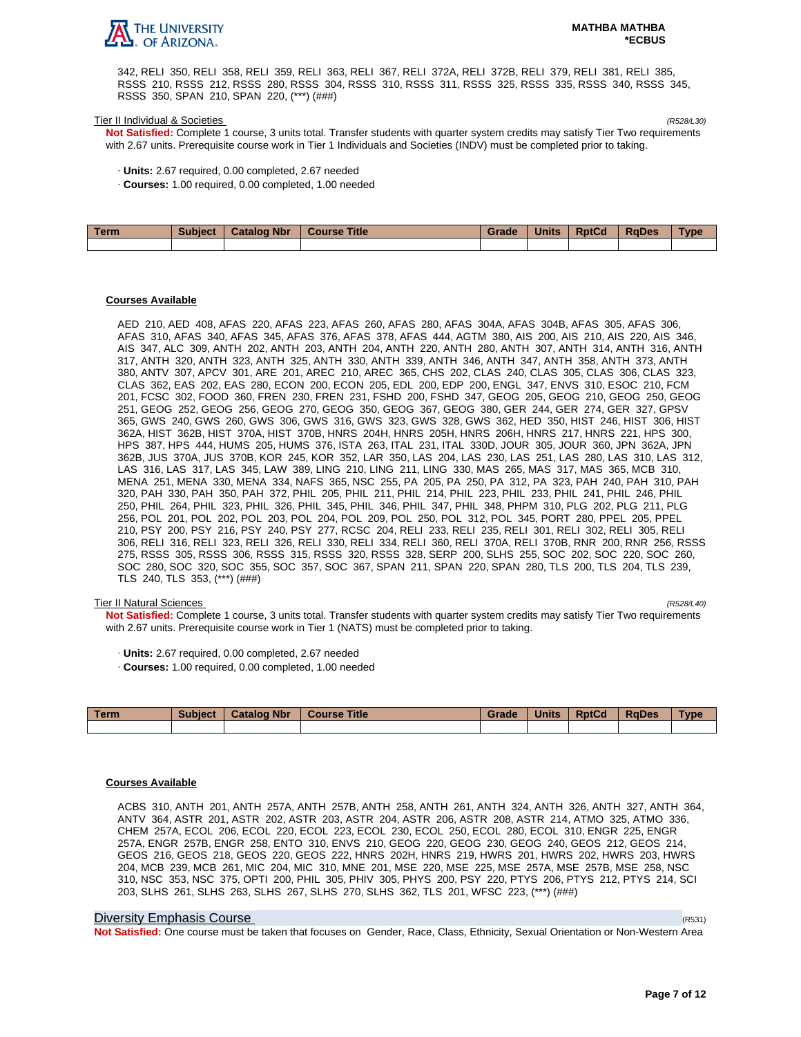342, RELI 350, RELI 358, RELI 359, RELI 363, RELI 367, RELI 372A, RELI 372B, RELI 379, RELI 381, RELI 385, RSSS 210, RSSS 212, RSSS 280, RSSS 304, RSSS 310, RSSS 311, RSSS 325, RSSS 335, RSSS 340, RSSS 345, RSSS 350, SPAN 210, SPAN 220, (***) (###)

Tier II Individual & Societies *(R528/L30)*

**Not Satisfied:** Complete 1 course, 3 units total. Transfer students with quarter system credits may satisfy Tier Two requirements with 2.67 units. Prerequisite course work in Tier 1 Individuals and Societies (INDV) must be completed prior to taking.

- **Units:** 2.67 required, 0.00 completed, 2.67 needed
- **Courses:** 1.00 required, 0.00 completed, 1.00 needed

| Term | Subject | Catalog Nbr | Course Title | Grade | Units | RptCd | RqDes | Type |
|---|---|---|---|---|---|---|---|---|
| | | | | | | | | |

**Courses Available**

AED 210, AED 408, AFAS 220, AFAS 223, AFAS 260, AFAS 280, AFAS 304A, AFAS 304B, AFAS 305, AFAS 306, AFAS 310, AFAS 340, AFAS 345, AFAS 376, AFAS 378, AFAS 444, AGTM 380, AIS 200, AIS 210, AIS 220, AIS 346, AIS 347, ALC 309, ANTH 202, ANTH 203, ANTH 204, ANTH 220, ANTH 280, ANTH 307, ANTH 314, ANTH 316, ANTH 317, ANTH 320, ANTH 323, ANTH 325, ANTH 330, ANTH 339, ANTH 346, ANTH 347, ANTH 358, ANTH 373, ANTH 380, ANTV 307, APCV 301, ARE 201, AREC 210, AREC 365, CHS 202, CLAS 240, CLAS 305, CLAS 306, CLAS 323, CLAS 362, EAS 202, EAS 280, ECON 200, ECON 205, EDL 200, EDP 200, ENGL 347, ENVS 310, ESOC 210, FCM 201, FCSC 302, FOOD 360, FREN 230, FREN 231, FSHD 200, FSHD 347, GEOG 205, GEOG 210, GEOG 250, GEOG 251, GEOG 252, GEOG 256, GEOG 270, GEOG 350, GEOG 367, GEOG 380, GER 244, GER 274, GER 327, GPSV 365, GWS 240, GWS 260, GWS 306, GWS 316, GWS 323, GWS 328, GWS 362, HED 350, HIST 246, HIST 306, HIST 362A, HIST 362B, HIST 370A, HIST 370B, HNRS 204H, HNRS 205H, HNRS 206H, HNRS 217, HNRS 221, HPS 300, HPS 387, HPS 444, HUMS 205, HUMS 376, ISTA 263, ITAL 231, ITAL 330D, JOUR 305, JOUR 360, JPN 362A, JPN 362B, JUS 370A, JUS 370B, KOR 245, KOR 352, LAR 350, LAS 204, LAS 230, LAS 251, LAS 280, LAS 310, LAS 312, LAS 316, LAS 317, LAS 345, LAW 389, LING 210, LING 211, LING 330, MAS 265, MAS 317, MAS 365, MCB 310, MENA 251, MENA 330, MENA 334, NAFS 365, NSC 255, PA 205, PA 250, PA 312, PA 323, PAH 240, PAH 310, PAH 320, PAH 330, PAH 350, PAH 372, PHIL 205, PHIL 211, PHIL 214, PHIL 223, PHIL 233, PHIL 241, PHIL 246, PHIL 250, PHIL 264, PHIL 323, PHIL 326, PHIL 345, PHIL 346, PHIL 347, PHIL 348, PHPM 310, PLG 202, PLG 211, PLG 256, POL 201, POL 202, POL 203, POL 204, POL 209, POL 250, POL 312, POL 345, PORT 280, PPEL 205, PPEL 210, PSY 200, PSY 216, PSY 240, PSY 277, RCSC 204, RELI 233, RELI 235, RELI 301, RELI 302, RELI 305, RELI 306, RELI 316, RELI 323, RELI 326, RELI 330, RELI 334, RELI 360, RELI 370A, RELI 370B, RNR 200, RNR 256, RSSS 275, RSSS 305, RSSS 306, RSSS 315, RSSS 320, RSSS 328, SERP 200, SLHS 255, SOC 202, SOC 220, SOC 260, SOC 280, SOC 320, SOC 355, SOC 357, SOC 367, SPAN 211, SPAN 220, SPAN 280, TLS 200, TLS 204, TLS 239, TLS 240, TLS 353, (***) (###)

Tier II Natural Sciences *(R528/L40)*

**Not Satisfied:** Complete 1 course, 3 units total. Transfer students with quarter system credits may satisfy Tier Two requirements with 2.67 units. Prerequisite course work in Tier 1 (NATS) must be completed prior to taking.

- **Units:** 2.67 required, 0.00 completed, 2.67 needed
- **Courses:** 1.00 required, 0.00 completed, 1.00 needed

| Term | Subject | Catalog Nbr | Course Title | Grade | Units | RptCd | RqDes | Type |
|---|---|---|---|---|---|---|---|---|
| | | | | | | | | |

**Courses Available**

ACBS 310, ANTH 201, ANTH 257A, ANTH 257B, ANTH 258, ANTH 261, ANTH 324, ANTH 326, ANTH 327, ANTH 364, ANTV 364, ASTR 201, ASTR 202, ASTR 203, ASTR 204, ASTR 206, ASTR 208, ASTR 214, ATMO 325, ATMO 336, CHEM 257A, ECOL 206, ECOL 220, ECOL 223, ECOL 230, ECOL 250, ECOL 280, ECOL 310, ENGR 225, ENGR 257A, ENGR 257B, ENGR 258, ENTO 310, ENVS 210, GEOG 220, GEOG 230, GEOG 240, GEOS 212, GEOS 214, GEOS 216, GEOS 218, GEOS 220, GEOS 222, HNRS 202H, HNRS 219, HWRS 201, HWRS 202, HWRS 203, HWRS 204, MCB 239, MCB 261, MIC 204, MIC 310, MNE 201, MSE 220, MSE 225, MSE 257A, MSE 257B, MSE 258, NSC 310, NSC 353, NSC 375, OPTI 200, PHIL 305, PHIV 305, PHYS 200, PSY 220, PTYS 206, PTYS 212, PTYS 214, SCI 203, SLHS 261, SLHS 263, SLHS 267, SLHS 270, SLHS 362, TLS 201, WFSC 223, (***) (###)

## Diversity Emphasis Course *(R531)*

**Not Satisfied:** One course must be taken that focuses on Gender, Race, Class, Ethnicity, Sexual Orientation or Non-Western Area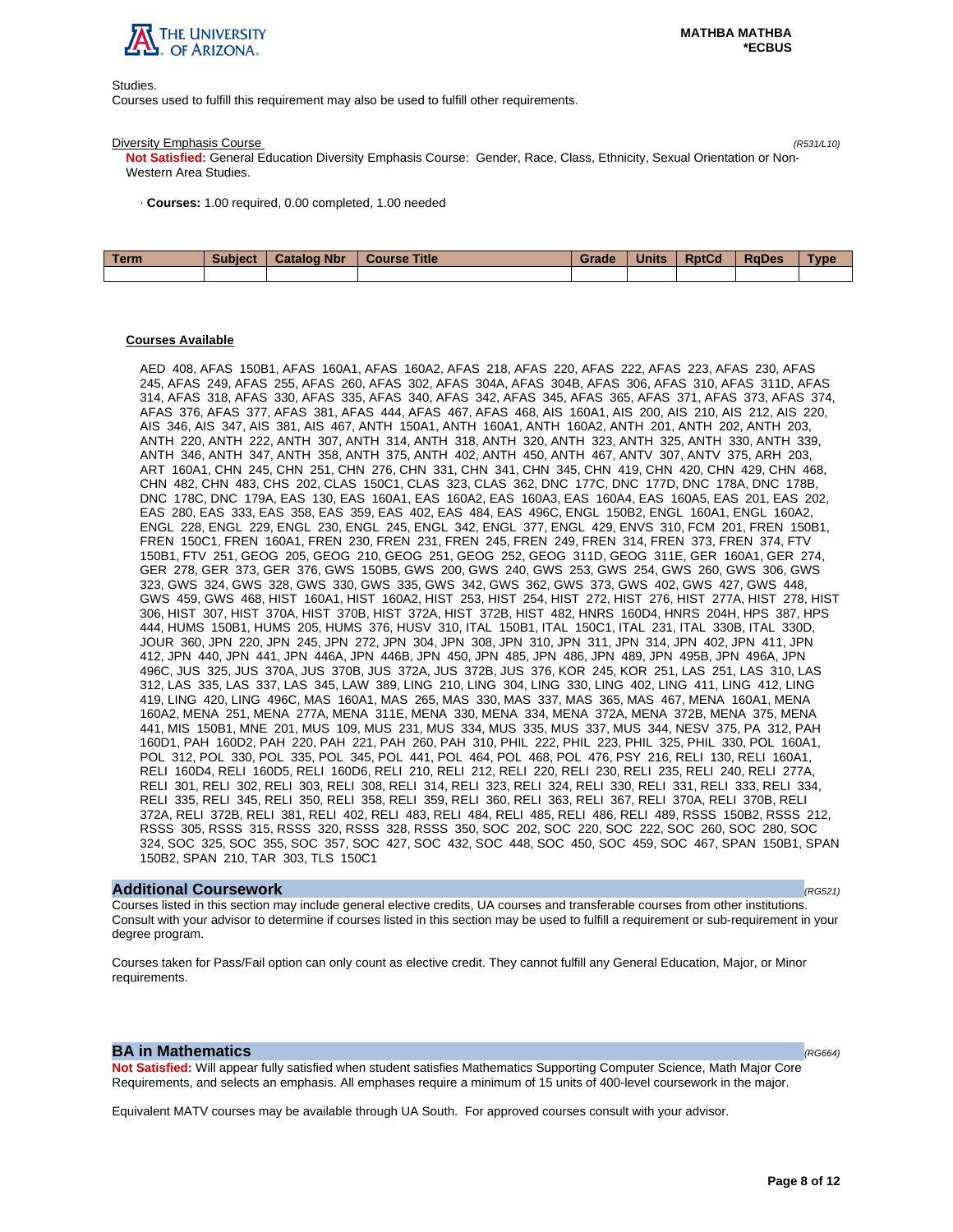Studies.
Courses used to fulfill this requirement may also be used to fulfill other requirements.

Diversity Emphasis Course *(R531/L10)*

**Not Satisfied:** General Education Diversity Emphasis Course: Gender, Race, Class, Ethnicity, Sexual Orientation or Non-Western Area Studies.

· **Courses:** 1.00 required, 0.00 completed, 1.00 needed

| Term | Subject | Catalog Nbr | Course Title | Grade | Units | RptCd | RqDes | Type |
|---|---|---|---|---|---|---|---|---|
| | | | | | | | | |

**Courses Available**

AED 408, AFAS 150B1, AFAS 160A1, AFAS 160A2, AFAS 218, AFAS 220, AFAS 222, AFAS 223, AFAS 230, AFAS 245, AFAS 249, AFAS 255, AFAS 260, AFAS 302, AFAS 304A, AFAS 304B, AFAS 306, AFAS 310, AFAS 311D, AFAS 314, AFAS 318, AFAS 330, AFAS 335, AFAS 340, AFAS 342, AFAS 345, AFAS 365, AFAS 371, AFAS 373, AFAS 374, AFAS 376, AFAS 377, AFAS 381, AFAS 444, AFAS 467, AFAS 468, AIS 160A1, AIS 200, AIS 210, AIS 212, AIS 220, AIS 346, AIS 347, AIS 381, AIS 467, ANTH 150A1, ANTH 160A1, ANTH 160A2, ANTH 201, ANTH 202, ANTH 203, ANTH 220, ANTH 222, ANTH 307, ANTH 314, ANTH 318, ANTH 320, ANTH 323, ANTH 325, ANTH 330, ANTH 339, ANTH 346, ANTH 347, ANTH 358, ANTH 375, ANTH 402, ANTH 450, ANTH 467, ANTV 307, ANTV 375, ARH 203, ART 160A1, CHN 245, CHN 251, CHN 276, CHN 331, CHN 341, CHN 345, CHN 419, CHN 420, CHN 429, CHN 468, CHN 482, CHN 483, CHS 202, CLAS 150C1, CLAS 323, CLAS 362, DNC 177C, DNC 177D, DNC 178A, DNC 178B, DNC 178C, DNC 179A, EAS 130, EAS 160A1, EAS 160A2, EAS 160A3, EAS 160A4, EAS 160A5, EAS 201, EAS 202, EAS 280, EAS 333, EAS 358, EAS 359, EAS 402, EAS 484, EAS 496C, ENGL 150B2, ENGL 160A1, ENGL 160A2, ENGL 228, ENGL 229, ENGL 230, ENGL 245, ENGL 342, ENGL 377, ENGL 429, ENVS 310, FCM 201, FREN 150B1, FREN 150C1, FREN 160A1, FREN 230, FREN 231, FREN 245, FREN 249, FREN 314, FREN 373, FREN 374, FTV 150B1, FTV 251, GEOG 205, GEOG 210, GEOG 251, GEOG 252, GEOG 311D, GEOG 311E, GER 160A1, GER 274, GER 278, GER 373, GER 376, GWS 150B5, GWS 200, GWS 240, GWS 253, GWS 254, GWS 260, GWS 306, GWS 323, GWS 324, GWS 328, GWS 330, GWS 335, GWS 342, GWS 362, GWS 373, GWS 402, GWS 427, GWS 448, GWS 459, GWS 468, HIST 160A1, HIST 160A2, HIST 253, HIST 254, HIST 272, HIST 276, HIST 277A, HIST 278, HIST 306, HIST 307, HIST 370A, HIST 370B, HIST 372A, HIST 372B, HIST 482, HNRS 160D4, HNRS 204H, HPS 387, HPS 444, HUMS 150B1, HUMS 205, HUMS 376, HUSV 310, ITAL 150B1, ITAL 150C1, ITAL 231, ITAL 330B, ITAL 330D, JOUR 360, JPN 220, JPN 245, JPN 272, JPN 304, JPN 308, JPN 310, JPN 311, JPN 314, JPN 402, JPN 411, JPN 412, JPN 440, JPN 441, JPN 446A, JPN 446B, JPN 450, JPN 485, JPN 486, JPN 489, JPN 495B, JPN 496A, JPN 496C, JUS 325, JUS 370A, JUS 370B, JUS 372A, JUS 372B, JUS 376, KOR 245, KOR 251, LAS 251, LAS 310, LAS 312, LAS 335, LAS 337, LAS 345, LAW 389, LING 210, LING 304, LING 330, LING 402, LING 411, LING 412, LING 419, LING 420, LING 496C, MAS 160A1, MAS 265, MAS 330, MAS 337, MAS 365, MAS 467, MENA 160A1, MENA 160A2, MENA 251, MENA 277A, MENA 311E, MENA 330, MENA 334, MENA 372A, MENA 372B, MENA 375, MENA 441, MIS 150B1, MNE 201, MUS 109, MUS 231, MUS 334, MUS 335, MUS 337, MUS 344, NESV 375, PA 312, PAH 160D1, PAH 160D2, PAH 220, PAH 221, PAH 260, PAH 310, PHIL 222, PHIL 223, PHIL 325, PHIL 330, POL 160A1, POL 312, POL 330, POL 335, POL 345, POL 441, POL 464, POL 468, POL 476, PSY 216, RELI 130, RELI 160A1, RELI 160D4, RELI 160D5, RELI 160D6, RELI 210, RELI 212, RELI 220, RELI 230, RELI 235, RELI 240, RELI 277A, RELI 301, RELI 302, RELI 303, RELI 308, RELI 314, RELI 323, RELI 324, RELI 330, RELI 331, RELI 333, RELI 334, RELI 335, RELI 345, RELI 350, RELI 358, RELI 359, RELI 360, RELI 363, RELI 367, RELI 370A, RELI 370B, RELI 372A, RELI 372B, RELI 381, RELI 402, RELI 483, RELI 484, RELI 485, RELI 486, RELI 489, RSSS 150B2, RSSS 212, RSSS 305, RSSS 315, RSSS 320, RSSS 328, RSSS 350, SOC 202, SOC 220, SOC 222, SOC 260, SOC 280, SOC 324, SOC 325, SOC 355, SOC 357, SOC 427, SOC 432, SOC 448, SOC 450, SOC 459, SOC 467, SPAN 150B1, SPAN 150B2, SPAN 210, TAR 303, TLS 150C1

## Additional Coursework *(RG521)*

Courses listed in this section may include general elective credits, UA courses and transferable courses from other institutions. Consult with your advisor to determine if courses listed in this section may be used to fulfill a requirement or sub-requirement in your degree program.

Courses taken for Pass/Fail option can only count as elective credit. They cannot fulfill any General Education, Major, or Minor requirements.

## BA in Mathematics *(RG664)*

**Not Satisfied:** Will appear fully satisfied when student satisfies Mathematics Supporting Computer Science, Math Major Core Requirements, and selects an emphasis. All emphases require a minimum of 15 units of 400-level coursework in the major.

Equivalent MATV courses may be available through UA South. For approved courses consult with your advisor.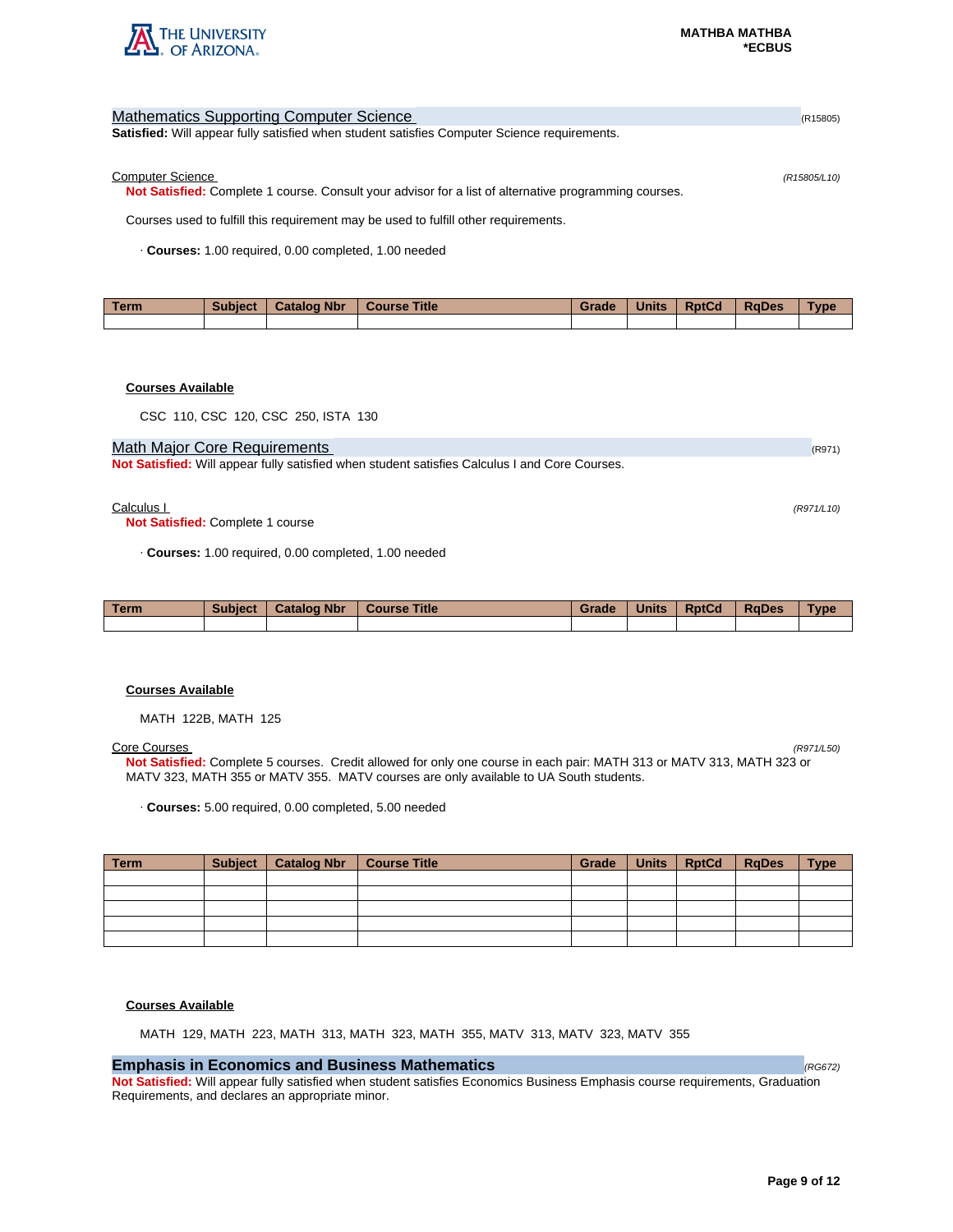## Mathematics Supporting Computer Science

(R15805)

**Satisfied:** Will appear fully satisfied when student satisfies Computer Science requirements.

### Computer Science

*(R15805/L10)*

**Not Satisfied:** Complete 1 course. Consult your advisor for a list of alternative programming courses.

Courses used to fulfill this requirement may be used to fulfill other requirements.

· **Courses:** 1.00 required, 0.00 completed, 1.00 needed

| Term | Subject | Catalog Nbr | Course Title | Grade | Units | RptCd | RqDes | Type |
|---|---|---|---|---|---|---|---|---|
| | | | | | | | | |

**Courses Available**

CSC 110, CSC 120, CSC 250, ISTA 130

## Math Major Core Requirements

(R971)

**Not Satisfied:** Will appear fully satisfied when student satisfies Calculus I and Core Courses.

### Calculus I

*(R971/L10)*

**Not Satisfied:** Complete 1 course

· **Courses:** 1.00 required, 0.00 completed, 1.00 needed

| Term | Subject | Catalog Nbr | Course Title | Grade | Units | RptCd | RqDes | Type |
|---|---|---|---|---|---|---|---|---|
| | | | | | | | | |

**Courses Available**

MATH 122B, MATH 125

### Core Courses

*(R971/L50)*

**Not Satisfied:** Complete 5 courses. Credit allowed for only one course in each pair: MATH 313 or MATV 313, MATH 323 or MATV 323, MATH 355 or MATV 355. MATV courses are only available to UA South students.

· **Courses:** 5.00 required, 0.00 completed, 5.00 needed

| Term | Subject | Catalog Nbr | Course Title | Grade | Units | RptCd | RqDes | Type |
|---|---|---|---|---|---|---|---|---|
| | | | | | | | | |
| | | | | | | | | |
| | | | | | | | | |
| | | | | | | | | |
| | | | | | | | | |

**Courses Available**

MATH 129, MATH 223, MATH 313, MATH 323, MATH 355, MATV 313, MATV 323, MATV 355

## Emphasis in Economics and Business Mathematics

*(RG672)*

**Not Satisfied:** Will appear fully satisfied when student satisfies Economics Business Emphasis course requirements, Graduation Requirements, and declares an appropriate minor.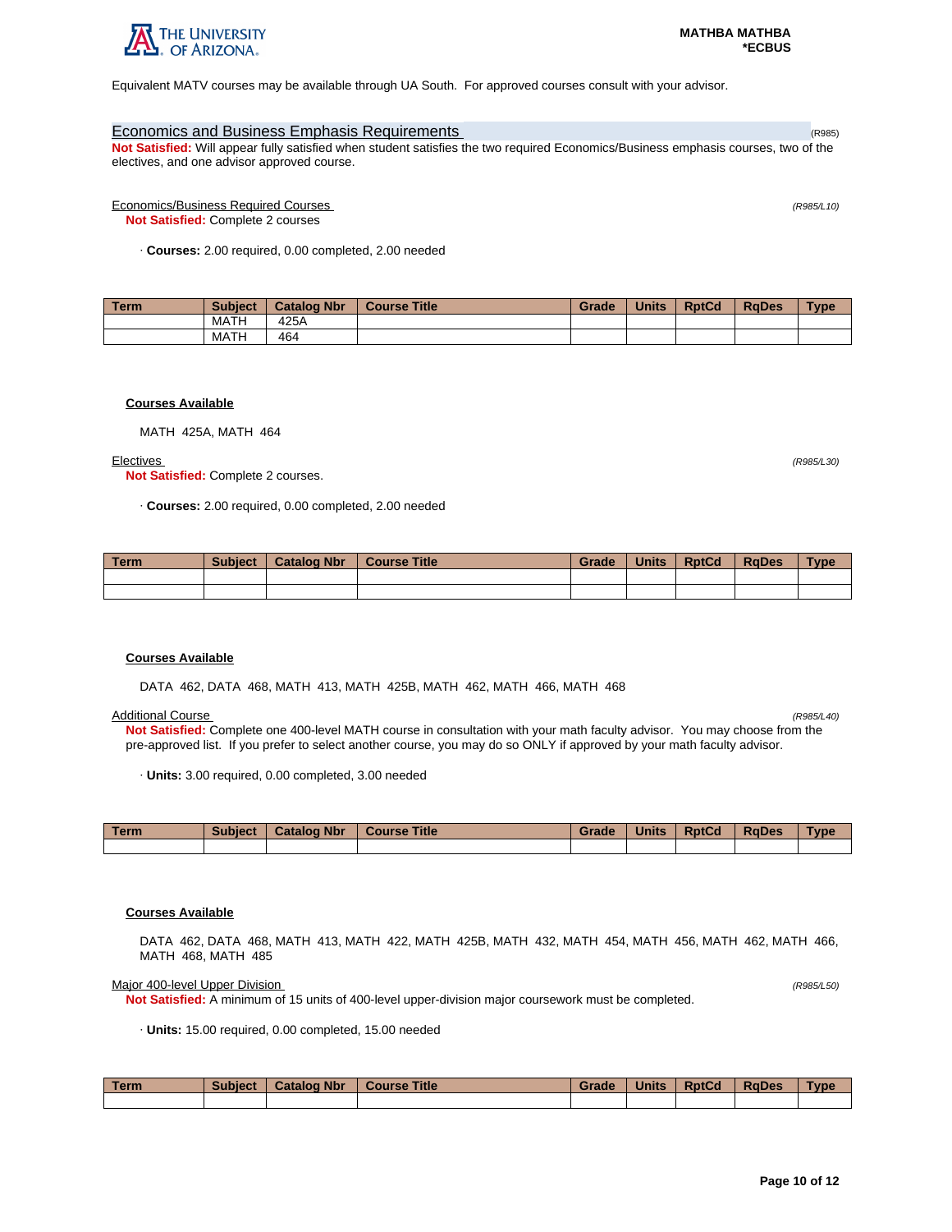Equivalent MATV courses may be available through UA South. For approved courses consult with your advisor.

## Economics and Business Emphasis Requirements (R985)

**Not Satisfied:** Will appear fully satisfied when student satisfies the two required Economics/Business emphasis courses, two of the electives, and one advisor approved course.

### Economics/Business Required Courses *(R985/L10)*

**Not Satisfied:** Complete 2 courses

· **Courses:** 2.00 required, 0.00 completed, 2.00 needed

| Term | Subject | Catalog Nbr | Course Title | Grade | Units | RptCd | RqDes | Type |
|---|---|---|---|---|---|---|---|---|
| | MATH | 425A | | | | | | |
| | MATH | 464 | | | | | | |

**Courses Available**

MATH 425A, MATH 464

### Electives *(R985/L30)*

**Not Satisfied:** Complete 2 courses.

· **Courses:** 2.00 required, 0.00 completed, 2.00 needed

| Term | Subject | Catalog Nbr | Course Title | Grade | Units | RptCd | RqDes | Type |
|---|---|---|---|---|---|---|---|---|
| | | | | | | | | |
| | | | | | | | | |

**Courses Available**

DATA 462, DATA 468, MATH 413, MATH 425B, MATH 462, MATH 466, MATH 468

### Additional Course *(R985/L40)*

**Not Satisfied:** Complete one 400-level MATH course in consultation with your math faculty advisor. You may choose from the pre-approved list. If you prefer to select another course, you may do so ONLY if approved by your math faculty advisor.

· **Units:** 3.00 required, 0.00 completed, 3.00 needed

| Term | Subject | Catalog Nbr | Course Title | Grade | Units | RptCd | RqDes | Type |
|---|---|---|---|---|---|---|---|---|
| | | | | | | | | |

**Courses Available**

DATA 462, DATA 468, MATH 413, MATH 422, MATH 425B, MATH 432, MATH 454, MATH 456, MATH 462, MATH 466, MATH 468, MATH 485

### Major 400-level Upper Division *(R985/L50)*

**Not Satisfied:** A minimum of 15 units of 400-level upper-division major coursework must be completed.

· **Units:** 15.00 required, 0.00 completed, 15.00 needed

| Term | Subject | Catalog Nbr | Course Title | Grade | Units | RptCd | RqDes | Type |
|---|---|---|---|---|---|---|---|---|
| | | | | | | | | |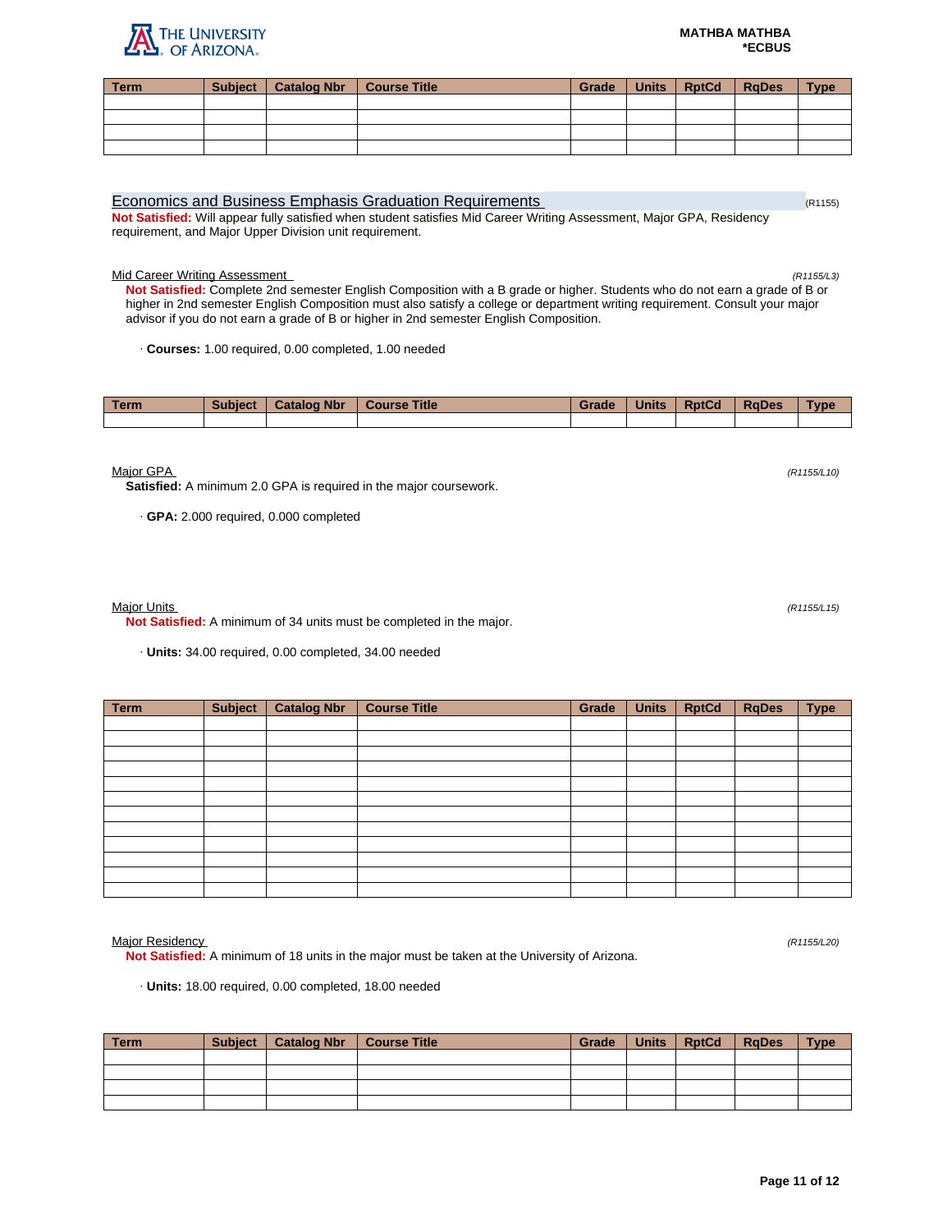| Term | Subject | Catalog Nbr | Course Title | Grade | Units | RptCd | RqDes | Type |
|---|---|---|---|---|---|---|---|---|
| | | | | | | | | |
| | | | | | | | | |
| | | | | | | | | |
| | | | | | | | | |

## Economics and Business Emphasis Graduation Requirements

(R1155)

**Not Satisfied:** Will appear fully satisfied when student satisfies Mid Career Writing Assessment, Major GPA, Residency requirement, and Major Upper Division unit requirement.

### Mid Career Writing Assessment

*(R1155/L3)*

**Not Satisfied:** Complete 2nd semester English Composition with a B grade or higher. Students who do not earn a grade of B or higher in 2nd semester English Composition must also satisfy a college or department writing requirement. Consult your major advisor if you do not earn a grade of B or higher in 2nd semester English Composition.

· **Courses:** 1.00 required, 0.00 completed, 1.00 needed

| Term | Subject | Catalog Nbr | Course Title | Grade | Units | RptCd | RqDes | Type |
|---|---|---|---|---|---|---|---|---|
| | | | | | | | | |

### Major GPA

*(R1155/L10)*

**Satisfied:** A minimum 2.0 GPA is required in the major coursework.

· **GPA:** 2.000 required, 0.000 completed

### Major Units

*(R1155/L15)*

**Not Satisfied:** A minimum of 34 units must be completed in the major.

· **Units:** 34.00 required, 0.00 completed, 34.00 needed

| Term | Subject | Catalog Nbr | Course Title | Grade | Units | RptCd | RqDes | Type |
|---|---|---|---|---|---|---|---|---|
| | | | | | | | | |
| | | | | | | | | |
| | | | | | | | | |
| | | | | | | | | |
| | | | | | | | | |
| | | | | | | | | |
| | | | | | | | | |
| | | | | | | | | |
| | | | | | | | | |
| | | | | | | | | |
| | | | | | | | | |
| | | | | | | | | |

### Major Residency

*(R1155/L20)*

**Not Satisfied:** A minimum of 18 units in the major must be taken at the University of Arizona.

· **Units:** 18.00 required, 0.00 completed, 18.00 needed

| Term | Subject | Catalog Nbr | Course Title | Grade | Units | RptCd | RqDes | Type |
|---|---|---|---|---|---|---|---|---|
| | | | | | | | | |
| | | | | | | | | |
| | | | | | | | | |
| | | | | | | | | |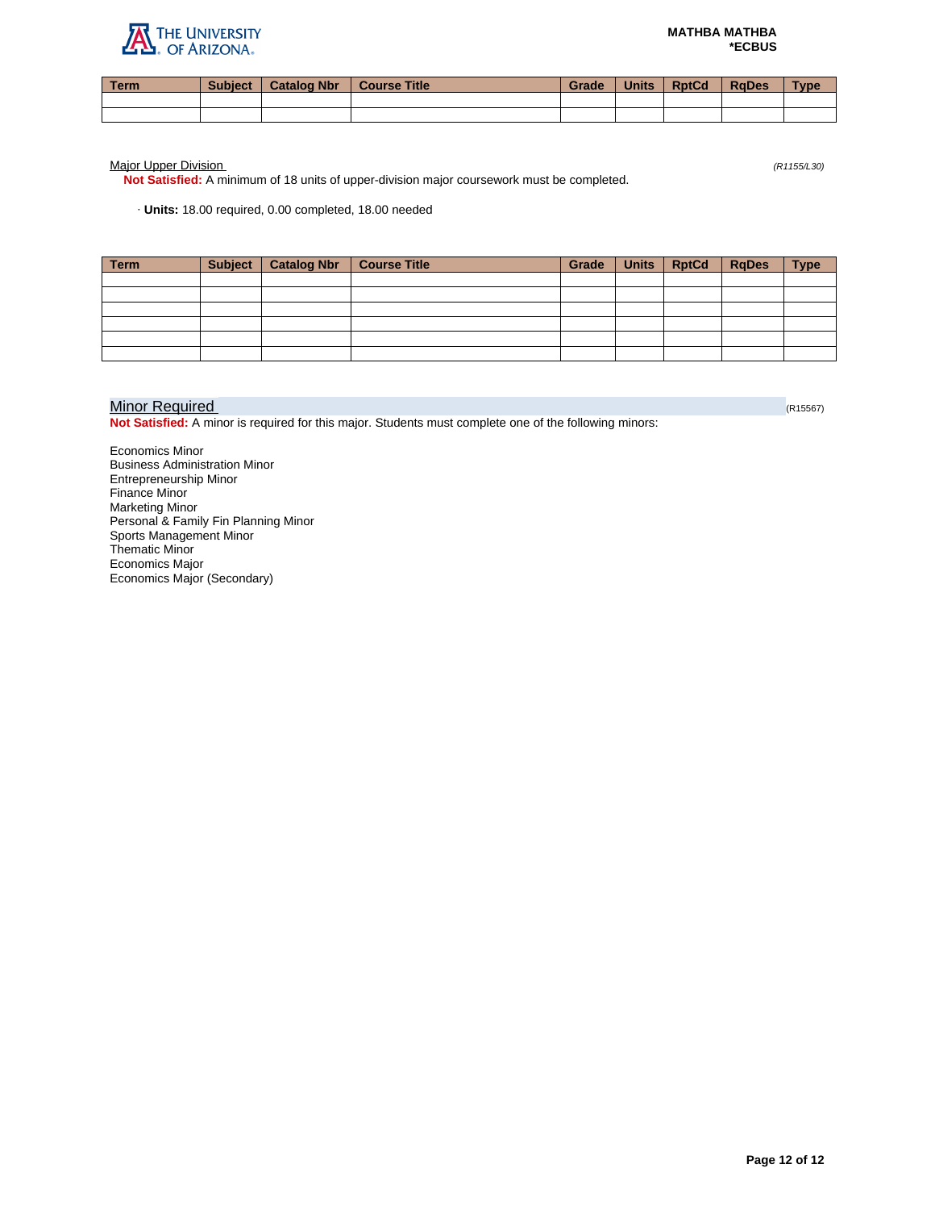| Term | Subject | Catalog Nbr | Course Title | Grade | Units | RptCd | RqDes | Type |
|---|---|---|---|---|---|---|---|---|
| | | | | | | | | |
| | | | | | | | | |

Major Upper Division *(R1155/L30)*

**Not Satisfied:** A minimum of 18 units of upper-division major coursework must be completed.

· **Units:** 18.00 required, 0.00 completed, 18.00 needed

| Term | Subject | Catalog Nbr | Course Title | Grade | Units | RptCd | RqDes | Type |
|---|---|---|---|---|---|---|---|---|
| | | | | | | | | |
| | | | | | | | | |
| | | | | | | | | |
| | | | | | | | | |
| | | | | | | | | |
| | | | | | | | | |

## Minor Required (R15567)

**Not Satisfied:** A minor is required for this major. Students must complete one of the following minors:

Economics Minor
Business Administration Minor
Entrepreneurship Minor
Finance Minor
Marketing Minor
Personal & Family Fin Planning Minor
Sports Management Minor
Thematic Minor
Economics Major
Economics Major (Secondary)